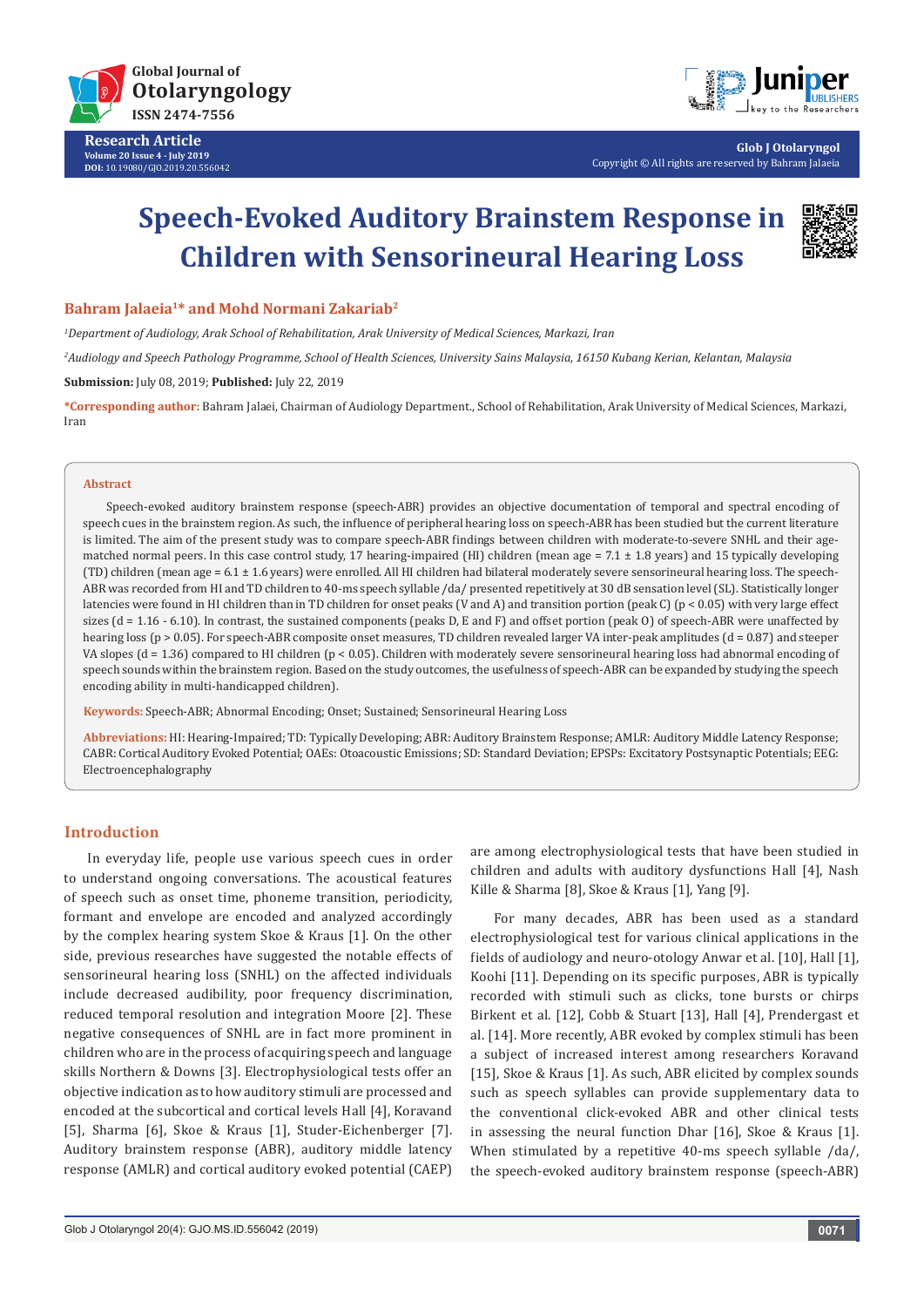# Speech-Evoked Auditory Brainstem Response in Children with Sensorineural Hearing Loss

**Bahram Jalaeia[1]* and Mohd Normani Zakariab[2]**

[1]*Department of Audiology, Arak School of Rehabilitation, Arak University of Medical Sciences, Markazi, Iran*

[2]*Audiology and Speech Pathology Programme, School of Health Sciences, University Sains Malaysia, 16150 Kubang Kerian, Kelantan, Malaysia*

**Submission:** July 08, 2019; **Published:** July 22, 2019

**\*Corresponding author:** Bahram Jalaei, Chairman of Audiology Department., School of Rehabilitation, Arak University of Medical Sciences, Markazi, Iran

## Abstract

Speech-evoked auditory brainstem response (speech-ABR) provides an objective documentation of temporal and spectral encoding of speech cues in the brainstem region. As such, the influence of peripheral hearing loss on speech-ABR has been studied but the current literature is limited. The aim of the present study was to compare speech-ABR findings between children with moderate-to-severe SNHL and their age-matched normal peers. In this case control study, 17 hearing-impaired (HI) children (mean age = 7.1 ± 1.8 years) and 15 typically developing (TD) children (mean age = 6.1 ± 1.6 years) were enrolled. All HI children had bilateral moderately severe sensorineural hearing loss. The speech-ABR was recorded from HI and TD children to 40-ms speech syllable /da/ presented repetitively at 30 dB sensation level (SL). Statistically longer latencies were found in HI children than in TD children for onset peaks (V and A) and transition portion (peak C) ($p < 0.05$) with very large effect sizes ($d = 1.16 - 6.10$). In contrast, the sustained components (peaks D, E and F) and offset portion (peak O) of speech-ABR were unaffected by hearing loss ($p > 0.05$). For speech-ABR composite onset measures, TD children revealed larger VA inter-peak amplitudes ($d = 0.87$) and steeper VA slopes ($d = 1.36$) compared to HI children ($p < 0.05$). Children with moderately severe sensorineural hearing loss had abnormal encoding of speech sounds within the brainstem region. Based on the study outcomes, the usefulness of speech-ABR can be expanded by studying the speech encoding ability in multi-handicapped children).

**Keywords:** Speech-ABR; Abnormal Encoding; Onset; Sustained; Sensorineural Hearing Loss

**Abbreviations:** HI: Hearing-Impaired; TD: Typically Developing; ABR: Auditory Brainstem Response; AMLR: Auditory Middle Latency Response; CABR: Cortical Auditory Evoked Potential; OAEs: Otoacoustic Emissions; SD: Standard Deviation; EPSPs: Excitatory Postsynaptic Potentials; EEG: Electroencephalography

## Introduction

In everyday life, people use various speech cues in order to understand ongoing conversations. The acoustical features of speech such as onset time, phoneme transition, periodicity, formant and envelope are encoded and analyzed accordingly by the complex hearing system Skoe & Kraus [1]. On the other side, previous researches have suggested the notable effects of sensorineural hearing loss (SNHL) on the affected individuals include decreased audibility, poor frequency discrimination, reduced temporal resolution and integration Moore [2]. These negative consequences of SNHL are in fact more prominent in children who are in the process of acquiring speech and language skills Northern & Downs [3]. Electrophysiological tests offer an objective indication as to how auditory stimuli are processed and encoded at the subcortical and cortical levels Hall [4], Koravand [5], Sharma [6], Skoe & Kraus [1], Studer-Eichenberger [7]. Auditory brainstem response (ABR), auditory middle latency response (AMLR) and cortical auditory evoked potential (CAEP) are among electrophysiological tests that have been studied in children and adults with auditory dysfunctions Hall [4], Nash Kille & Sharma [8], Skoe & Kraus [1], Yang [9].

For many decades, ABR has been used as a standard electrophysiological test for various clinical applications in the fields of audiology and neuro-otology Anwar et al. [10], Hall [1], Koohi [11]. Depending on its specific purposes, ABR is typically recorded with stimuli such as clicks, tone bursts or chirps Birkent et al. [12], Cobb & Stuart [13], Hall [4], Prendergast et al. [14]. More recently, ABR evoked by complex stimuli has been a subject of increased interest among researchers Koravand [15], Skoe & Kraus [1]. As such, ABR elicited by complex sounds such as speech syllables can provide supplementary data to the conventional click-evoked ABR and other clinical tests in assessing the neural function Dhar [16], Skoe & Kraus [1]. When stimulated by a repetitive 40-ms speech syllable /da/, the speech-evoked auditory brainstem response (speech-ABR)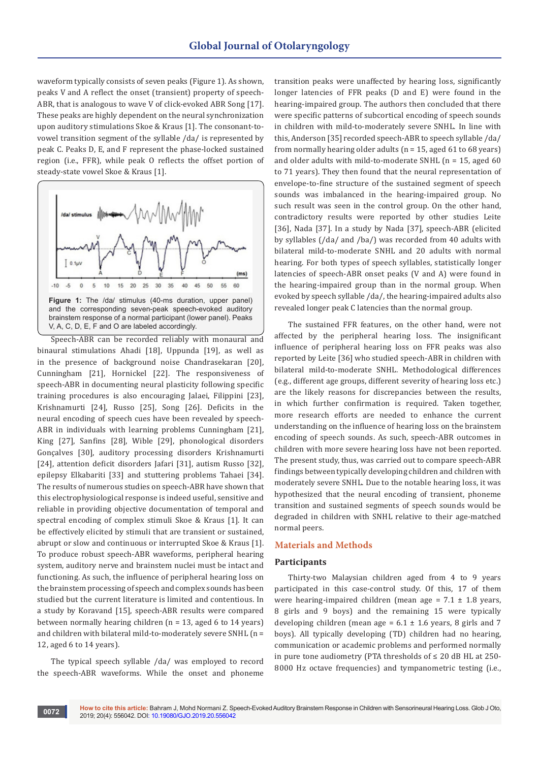waveform typically consists of seven peaks (Figure 1). As shown, peaks V and A reflect the onset (transient) property of speech-ABR, that is analogous to wave V of click-evoked ABR Song [17]. These peaks are highly dependent on the neural synchronization upon auditory stimulations Skoe & Kraus [1]. The consonant-to-vowel transition segment of the syllable /da/ is represented by peak C. Peaks D, E, and F represent the phase-locked sustained region (i.e., FFR), while peak O reflects the offset portion of steady-state vowel Skoe & Kraus [1].

**Figure 1:** The /da/ stimulus (40-ms duration, upper panel) and the corresponding seven-peak speech-evoked auditory brainstem response of a normal participant (lower panel). Peaks V, A, C, D, E, F and O are labeled accordingly.

Speech-ABR can be recorded reliably with monaural and binaural stimulations Ahadi [18], Uppunda [19], as well as in the presence of background noise Chandrasekaran [20], Cunningham [21], Hornickel [22]. The responsiveness of speech-ABR in documenting neural plasticity following specific training procedures is also encouraging Jalaei, Filippini [23], Krishnamurti [24], Russo [25], Song [26]. Deficits in the neural encoding of speech cues have been revealed by speech-ABR in individuals with learning problems Cunningham [21], King [27], Sanfins [28], Wible [29], phonological disorders Gonçalves [30], auditory processing disorders Krishnamurti [24], attention deficit disorders Jafari [31], autism Russo [32], epilepsy Elkabariti [33] and stuttering problems Tahaei [34]. The results of numerous studies on speech-ABR have shown that this electrophysiological response is indeed useful, sensitive and reliable in providing objective documentation of temporal and spectral encoding of complex stimuli Skoe & Kraus [1]. It can be effectively elicited by stimuli that are transient or sustained, abrupt or slow and continuous or interrupted Skoe & Kraus [1]. To produce robust speech-ABR waveforms, peripheral hearing system, auditory nerve and brainstem nuclei must be intact and functioning. As such, the influence of peripheral hearing loss on the brainstem processing of speech and complex sounds has been studied but the current literature is limited and contentious. In a study by Koravand [15], speech-ABR results were compared between normally hearing children (n = 13, aged 6 to 14 years) and children with bilateral mild-to-moderately severe SNHL (n = 12, aged 6 to 14 years).

The typical speech syllable /da/ was employed to record the speech-ABR waveforms. While the onset and phoneme transition peaks were unaffected by hearing loss, significantly longer latencies of FFR peaks (D and E) were found in the hearing-impaired group. The authors then concluded that there were specific patterns of subcortical encoding of speech sounds in children with mild-to-moderately severe SNHL. In line with this, Anderson [35] recorded speech-ABR to speech syllable /da/ from normally hearing older adults (n = 15, aged 61 to 68 years) and older adults with mild-to-moderate SNHL (n = 15, aged 60 to 71 years). They then found that the neural representation of envelope-to-fine structure of the sustained segment of speech sounds was imbalanced in the hearing-impaired group. No such result was seen in the control group. On the other hand, contradictory results were reported by other studies Leite [36], Nada [37]. In a study by Nada [37], speech-ABR (elicited by syllables (/da/ and /ba/) was recorded from 40 adults with bilateral mild-to-moderate SNHL and 20 adults with normal hearing. For both types of speech syllables, statistically longer latencies of speech-ABR onset peaks (V and A) were found in the hearing-impaired group than in the normal group. When evoked by speech syllable /da/, the hearing-impaired adults also revealed longer peak C latencies than the normal group.

The sustained FFR features, on the other hand, were not affected by the peripheral hearing loss. The insignificant influence of peripheral hearing loss on FFR peaks was also reported by Leite [36] who studied speech-ABR in children with bilateral mild-to-moderate SNHL. Methodological differences (e.g., different age groups, different severity of hearing loss etc.) are the likely reasons for discrepancies between the results, in which further confirmation is required. Taken together, more research efforts are needed to enhance the current understanding on the influence of hearing loss on the brainstem encoding of speech sounds. As such, speech-ABR outcomes in children with more severe hearing loss have not been reported. The present study, thus, was carried out to compare speech-ABR findings between typically developing children and children with moderately severe SNHL. Due to the notable hearing loss, it was hypothesized that the neural encoding of transient, phoneme transition and sustained segments of speech sounds would be degraded in children with SNHL relative to their age-matched normal peers.

## Materials and Methods

### Participants

Thirty-two Malaysian children aged from 4 to 9 years participated in this case-control study. Of this, 17 of them were hearing-impaired children (mean age = 7.1 ± 1.8 years, 8 girls and 9 boys) and the remaining 15 were typically developing children (mean age = 6.1 ± 1.6 years, 8 girls and 7 boys). All typically developing (TD) children had no hearing, communication or academic problems and performed normally in pure tone audiometry (PTA thresholds of ≤ 20 dB HL at 250-8000 Hz octave frequencies) and tympanometric testing (i.e.,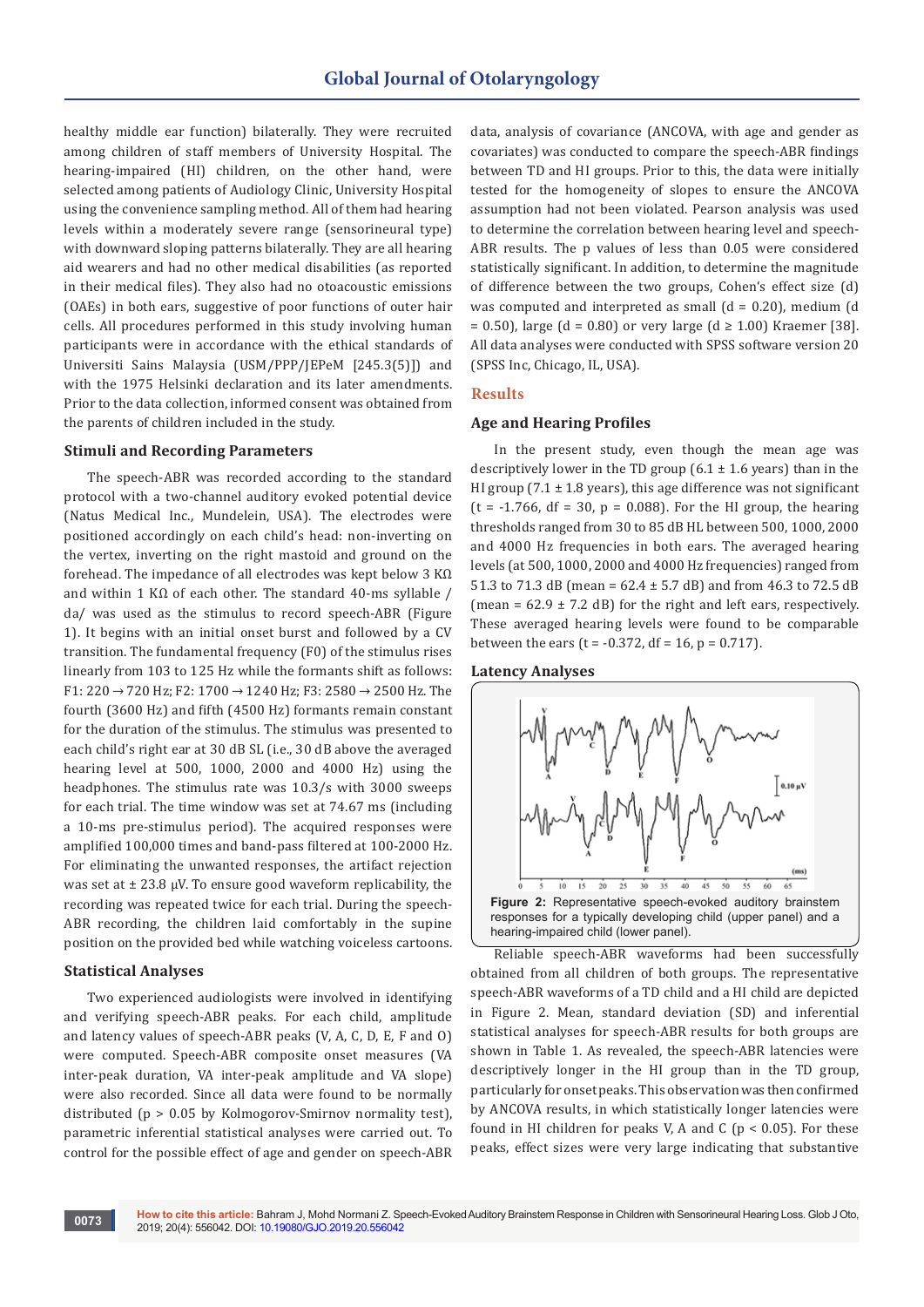healthy middle ear function) bilaterally. They were recruited among children of staff members of University Hospital. The hearing-impaired (HI) children, on the other hand, were selected among patients of Audiology Clinic, University Hospital using the convenience sampling method. All of them had hearing levels within a moderately severe range (sensorineural type) with downward sloping patterns bilaterally. They are all hearing aid wearers and had no other medical disabilities (as reported in their medical files). They also had no otoacoustic emissions (OAEs) in both ears, suggestive of poor functions of outer hair cells. All procedures performed in this study involving human participants were in accordance with the ethical standards of Universiti Sains Malaysia (USM/PPP/JEPeM [245.3(5)]) and with the 1975 Helsinki declaration and its later amendments. Prior to the data collection, informed consent was obtained from the parents of children included in the study.

### Stimuli and Recording Parameters

The speech-ABR was recorded according to the standard protocol with a two-channel auditory evoked potential device (Natus Medical Inc., Mundelein, USA). The electrodes were positioned accordingly on each child's head: non-inverting on the vertex, inverting on the right mastoid and ground on the forehead. The impedance of all electrodes was kept below 3 KΩ and within 1 KΩ of each other. The standard 40-ms syllable /da/ was used as the stimulus to record speech-ABR (Figure 1). It begins with an initial onset burst and followed by a CV transition. The fundamental frequency (F0) of the stimulus rises linearly from 103 to 125 Hz while the formants shift as follows: F1: 220 → 720 Hz; F2: 1700 → 1240 Hz; F3: 2580 → 2500 Hz. The fourth (3600 Hz) and fifth (4500 Hz) formants remain constant for the duration of the stimulus. The stimulus was presented to each child's right ear at 30 dB SL (i.e., 30 dB above the averaged hearing level at 500, 1000, 2000 and 4000 Hz) using the headphones. The stimulus rate was 10.3/s with 3000 sweeps for each trial. The time window was set at 74.67 ms (including a 10-ms pre-stimulus period). The acquired responses were amplified 100,000 times and band-pass filtered at 100-2000 Hz. For eliminating the unwanted responses, the artifact rejection was set at ± 23.8 µV. To ensure good waveform replicability, the recording was repeated twice for each trial. During the speech-ABR recording, the children laid comfortably in the supine position on the provided bed while watching voiceless cartoons.

### Statistical Analyses

Two experienced audiologists were involved in identifying and verifying speech-ABR peaks. For each child, amplitude and latency values of speech-ABR peaks (V, A, C, D, E, F and O) were computed. Speech-ABR composite onset measures (VA inter-peak duration, VA inter-peak amplitude and VA slope) were also recorded. Since all data were found to be normally distributed ($p > 0.05$ by Kolmogorov-Smirnov normality test), parametric inferential statistical analyses were carried out. To control for the possible effect of age and gender on speech-ABR data, analysis of covariance (ANCOVA, with age and gender as covariates) was conducted to compare the speech-ABR findings between TD and HI groups. Prior to this, the data were initially tested for the homogeneity of slopes to ensure the ANCOVA assumption had not been violated. Pearson analysis was used to determine the correlation between hearing level and speech-ABR results. The p values of less than 0.05 were considered statistically significant. In addition, to determine the magnitude of difference between the two groups, Cohen's effect size (d) was computed and interpreted as small (d = 0.20), medium (d = 0.50), large (d = 0.80) or very large (d ≥ 1.00) Kraemer [38]. All data analyses were conducted with SPSS software version 20 (SPSS Inc, Chicago, IL, USA).

## Results

### Age and Hearing Profiles

In the present study, even though the mean age was descriptively lower in the TD group (6.1 ± 1.6 years) than in the HI group (7.1 ± 1.8 years), this age difference was not significant ($t = -1.766$, $df = 30$, $p = 0.088$). For the HI group, the hearing thresholds ranged from 30 to 85 dB HL between 500, 1000, 2000 and 4000 Hz frequencies in both ears. The averaged hearing levels (at 500, 1000, 2000 and 4000 Hz frequencies) ranged from 51.3 to 71.3 dB (mean = 62.4 ± 5.7 dB) and from 46.3 to 72.5 dB (mean = 62.9 ± 7.2 dB) for the right and left ears, respectively. These averaged hearing levels were found to be comparable between the ears ($t = -0.372$, $df = 16$, $p = 0.717$).

### Latency Analyses

**Figure 2:** Representative speech-evoked auditory brainstem responses for a typically developing child (upper panel) and a hearing-impaired child (lower panel).

Reliable speech-ABR waveforms had been successfully obtained from all children of both groups. The representative speech-ABR waveforms of a TD child and a HI child are depicted in Figure 2. Mean, standard deviation (SD) and inferential statistical analyses for speech-ABR results for both groups are shown in Table 1. As revealed, the speech-ABR latencies were descriptively longer in the HI group than in the TD group, particularly for onset peaks. This observation was then confirmed by ANCOVA results, in which statistically longer latencies were found in HI children for peaks V, A and C ($p < 0.05$). For these peaks, effect sizes were very large indicating that substantive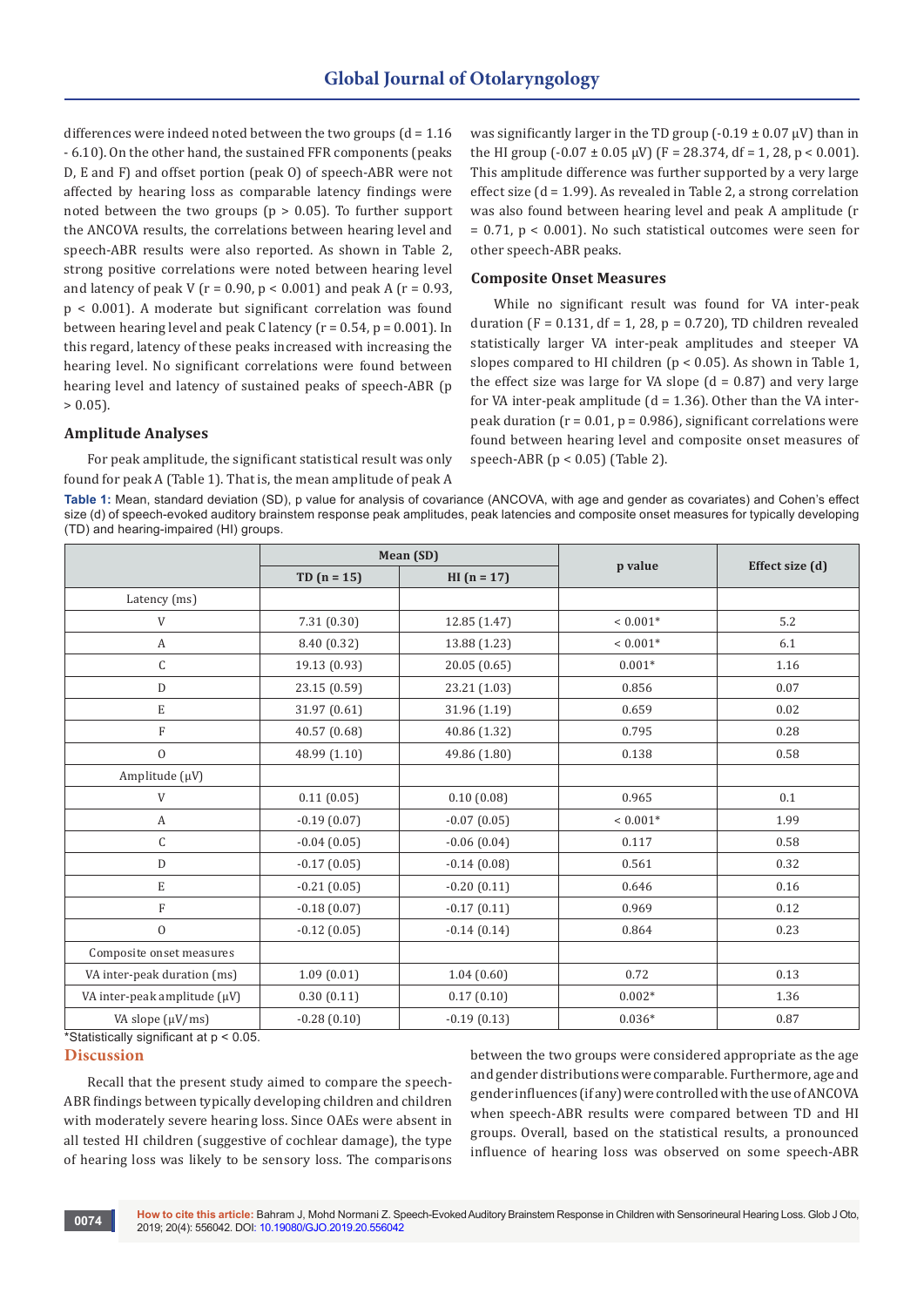differences were indeed noted between the two groups (d = 1.16 - 6.10). On the other hand, the sustained FFR components (peaks D, E and F) and offset portion (peak O) of speech-ABR were not affected by hearing loss as comparable latency findings were noted between the two groups ($p > 0.05$). To further support the ANCOVA results, the correlations between hearing level and speech-ABR results were also reported. As shown in Table 2, strong positive correlations were noted between hearing level and latency of peak V ($r = 0.90$, $p < 0.001$) and peak A ($r = 0.93$, $p < 0.001$). A moderate but significant correlation was found between hearing level and peak C latency ($r = 0.54$, $p = 0.001$). In this regard, latency of these peaks increased with increasing the hearing level. No significant correlations were found between hearing level and latency of sustained peaks of speech-ABR ($p > 0.05$).

## Amplitude Analyses

For peak amplitude, the significant statistical result was only found for peak A (Table 1). That is, the mean amplitude of peak A was significantly larger in the TD group (-0.19 ± 0.07 μV) than in the HI group (-0.07 ± 0.05 μV) ($F = 28.374$, df = 1, 28, $p < 0.001$). This amplitude difference was further supported by a very large effect size (d = 1.99). As revealed in Table 2, a strong correlation was also found between hearing level and peak A amplitude ($r = 0.71$, $p < 0.001$). No such statistical outcomes were seen for other speech-ABR peaks.

## Composite Onset Measures

While no significant result was found for VA inter-peak duration ($F = 0.131$, df = 1, 28, $p = 0.720$), TD children revealed statistically larger VA inter-peak amplitudes and steeper VA slopes compared to HI children ($p < 0.05$). As shown in Table 1, the effect size was large for VA slope (d = 0.87) and very large for VA inter-peak amplitude (d = 1.36). Other than the VA inter-peak duration ($r = 0.01$, $p = 0.986$), significant correlations were found between hearing level and composite onset measures of speech-ABR ($p < 0.05$) (Table 2).

**Table 1:** Mean, standard deviation (SD), p value for analysis of covariance (ANCOVA, with age and gender as covariates) and Cohen's effect size (d) of speech-evoked auditory brainstem response peak amplitudes, peak latencies and composite onset measures for typically developing (TD) and hearing-impaired (HI) groups.

| | Mean (SD) | | p value | Effect size (d) |
|---|---|---|---|---|
| | TD (n = 15) | HI (n = 17) | | |
| Latency (ms) | | | | |
| V | 7.31 (0.30) | 12.85 (1.47) | < 0.001* | 5.2 |
| A | 8.40 (0.32) | 13.88 (1.23) | < 0.001* | 6.1 |
| C | 19.13 (0.93) | 20.05 (0.65) | 0.001* | 1.16 |
| D | 23.15 (0.59) | 23.21 (1.03) | 0.856 | 0.07 |
| E | 31.97 (0.61) | 31.96 (1.19) | 0.659 | 0.02 |
| F | 40.57 (0.68) | 40.86 (1.32) | 0.795 | 0.28 |
| O | 48.99 (1.10) | 49.86 (1.80) | 0.138 | 0.58 |
| Amplitude (μV) | | | | |
| V | 0.11 (0.05) | 0.10 (0.08) | 0.965 | 0.1 |
| A | -0.19 (0.07) | -0.07 (0.05) | < 0.001* | 1.99 |
| C | -0.04 (0.05) | -0.06 (0.04) | 0.117 | 0.58 |
| D | -0.17 (0.05) | -0.14 (0.08) | 0.561 | 0.32 |
| E | -0.21 (0.05) | -0.20 (0.11) | 0.646 | 0.16 |
| F | -0.18 (0.07) | -0.17 (0.11) | 0.969 | 0.12 |
| O | -0.12 (0.05) | -0.14 (0.14) | 0.864 | 0.23 |
| Composite onset measures | | | | |
| VA inter-peak duration (ms) | 1.09 (0.01) | 1.04 (0.60) | 0.72 | 0.13 |
| VA inter-peak amplitude (μV) | 0.30 (0.11) | 0.17 (0.10) | 0.002* | 1.36 |
| VA slope (μV/ms) | -0.28 (0.10) | -0.19 (0.13) | 0.036* | 0.87 |

*Statistically significant at $p < 0.05$.

## Discussion

Recall that the present study aimed to compare the speech-ABR findings between typically developing children and children with moderately severe hearing loss. Since OAEs were absent in all tested HI children (suggestive of cochlear damage), the type of hearing loss was likely to be sensory loss. The comparisons between the two groups were considered appropriate as the age and gender distributions were comparable. Furthermore, age and gender influences (if any) were controlled with the use of ANCOVA when speech-ABR results were compared between TD and HI groups. Overall, based on the statistical results, a pronounced influence of hearing loss was observed on some speech-ABR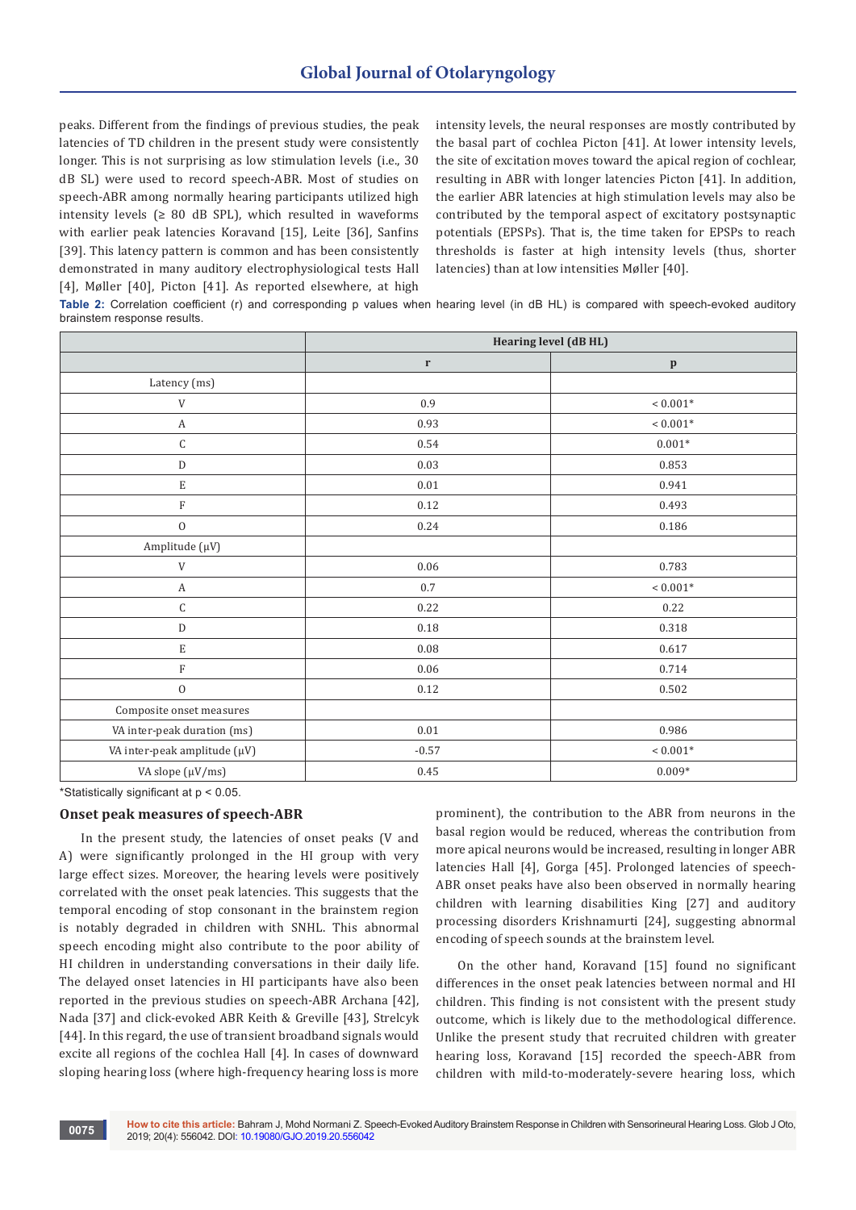peaks. Different from the findings of previous studies, the peak latencies of TD children in the present study were consistently longer. This is not surprising as low stimulation levels (i.e., 30 dB SL) were used to record speech-ABR. Most of studies on speech-ABR among normally hearing participants utilized high intensity levels (≥ 80 dB SPL), which resulted in waveforms with earlier peak latencies Koravand [15], Leite [36], Sanfins [39]. This latency pattern is common and has been consistently demonstrated in many auditory electrophysiological tests Hall [4], Møller [40], Picton [41]. As reported elsewhere, at high intensity levels, the neural responses are mostly contributed by the basal part of cochlea Picton [41]. At lower intensity levels, the site of excitation moves toward the apical region of cochlear, resulting in ABR with longer latencies Picton [41]. In addition, the earlier ABR latencies at high stimulation levels may also be contributed by the temporal aspect of excitatory postsynaptic potentials (EPSPs). That is, the time taken for EPSPs to reach thresholds is faster at high intensity levels (thus, shorter latencies) than at low intensities Møller [40].

**Table 2:** Correlation coefficient (r) and corresponding p values when hearing level (in dB HL) is compared with speech-evoked auditory brainstem response results.

| | Hearing level (dB HL) | |
|---|---|---|
| | r | p |
| Latency (ms) | | |
| V | 0.9 | < 0.001* |
| A | 0.93 | < 0.001* |
| C | 0.54 | 0.001* |
| D | 0.03 | 0.853 |
| E | 0.01 | 0.941 |
| F | 0.12 | 0.493 |
| O | 0.24 | 0.186 |
| Amplitude (μV) | | |
| V | 0.06 | 0.783 |
| A | 0.7 | < 0.001* |
| C | 0.22 | 0.22 |
| D | 0.18 | 0.318 |
| E | 0.08 | 0.617 |
| F | 0.06 | 0.714 |
| O | 0.12 | 0.502 |
| Composite onset measures | | |
| VA inter-peak duration (ms) | 0.01 | 0.986 |
| VA inter-peak amplitude (μV) | -0.57 | < 0.001* |
| VA slope (μV/ms) | 0.45 | 0.009* |

*Statistically significant at p < 0.05.

### Onset peak measures of speech-ABR

In the present study, the latencies of onset peaks (V and A) were significantly prolonged in the HI group with very large effect sizes. Moreover, the hearing levels were positively correlated with the onset peak latencies. This suggests that the temporal encoding of stop consonant in the brainstem region is notably degraded in children with SNHL. This abnormal speech encoding might also contribute to the poor ability of HI children in understanding conversations in their daily life. The delayed onset latencies in HI participants have also been reported in the previous studies on speech-ABR Archana [42], Nada [37] and click-evoked ABR Keith & Greville [43], Strelcyk [44]. In this regard, the use of transient broadband signals would excite all regions of the cochlea Hall [4]. In cases of downward sloping hearing loss (where high-frequency hearing loss is more prominent), the contribution to the ABR from neurons in the basal region would be reduced, whereas the contribution from more apical neurons would be increased, resulting in longer ABR latencies Hall [4], Gorga [45]. Prolonged latencies of speech-ABR onset peaks have also been observed in normally hearing children with learning disabilities King [27] and auditory processing disorders Krishnamurti [24], suggesting abnormal encoding of speech sounds at the brainstem level.

On the other hand, Koravand [15] found no significant differences in the onset peak latencies between normal and HI children. This finding is not consistent with the present study outcome, which is likely due to the methodological difference. Unlike the present study that recruited children with greater hearing loss, Koravand [15] recorded the speech-ABR from children with mild-to-moderately-severe hearing loss, which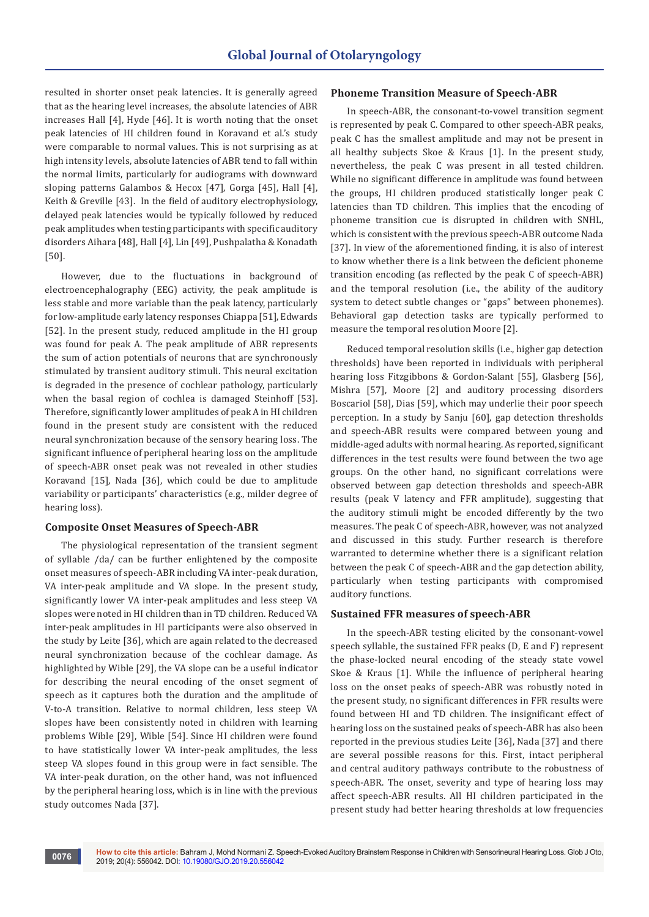resulted in shorter onset peak latencies. It is generally agreed that as the hearing level increases, the absolute latencies of ABR increases Hall [4], Hyde [46]. It is worth noting that the onset peak latencies of HI children found in Koravand et al.'s study were comparable to normal values. This is not surprising as at high intensity levels, absolute latencies of ABR tend to fall within the normal limits, particularly for audiograms with downward sloping patterns Galambos & Hecox [47], Gorga [45], Hall [4], Keith & Greville [43]. In the field of auditory electrophysiology, delayed peak latencies would be typically followed by reduced peak amplitudes when testing participants with specific auditory disorders Aihara [48], Hall [4], Lin [49], Pushpalatha & Konadath [50].

However, due to the fluctuations in background of electroencephalography (EEG) activity, the peak amplitude is less stable and more variable than the peak latency, particularly for low-amplitude early latency responses Chiappa [51], Edwards [52]. In the present study, reduced amplitude in the HI group was found for peak A. The peak amplitude of ABR represents the sum of action potentials of neurons that are synchronously stimulated by transient auditory stimuli. This neural excitation is degraded in the presence of cochlear pathology, particularly when the basal region of cochlea is damaged Steinhoff [53]. Therefore, significantly lower amplitudes of peak A in HI children found in the present study are consistent with the reduced neural synchronization because of the sensory hearing loss. The significant influence of peripheral hearing loss on the amplitude of speech-ABR onset peak was not revealed in other studies Koravand [15], Nada [36], which could be due to amplitude variability or participants' characteristics (e.g., milder degree of hearing loss).

### Composite Onset Measures of Speech-ABR

The physiological representation of the transient segment of syllable /da/ can be further enlightened by the composite onset measures of speech-ABR including VA inter-peak duration, VA inter-peak amplitude and VA slope. In the present study, significantly lower VA inter-peak amplitudes and less steep VA slopes were noted in HI children than in TD children. Reduced VA inter-peak amplitudes in HI participants were also observed in the study by Leite [36], which are again related to the decreased neural synchronization because of the cochlear damage. As highlighted by Wible [29], the VA slope can be a useful indicator for describing the neural encoding of the onset segment of speech as it captures both the duration and the amplitude of V-to-A transition. Relative to normal children, less steep VA slopes have been consistently noted in children with learning problems Wible [29], Wible [54]. Since HI children were found to have statistically lower VA inter-peak amplitudes, the less steep VA slopes found in this group were in fact sensible. The VA inter-peak duration, on the other hand, was not influenced by the peripheral hearing loss, which is in line with the previous study outcomes Nada [37].

### Phoneme Transition Measure of Speech-ABR

In speech-ABR, the consonant-to-vowel transition segment is represented by peak C. Compared to other speech-ABR peaks, peak C has the smallest amplitude and may not be present in all healthy subjects Skoe & Kraus [1]. In the present study, nevertheless, the peak C was present in all tested children. While no significant difference in amplitude was found between the groups, HI children produced statistically longer peak C latencies than TD children. This implies that the encoding of phoneme transition cue is disrupted in children with SNHL, which is consistent with the previous speech-ABR outcome Nada [37]. In view of the aforementioned finding, it is also of interest to know whether there is a link between the deficient phoneme transition encoding (as reflected by the peak C of speech-ABR) and the temporal resolution (i.e., the ability of the auditory system to detect subtle changes or "gaps" between phonemes). Behavioral gap detection tasks are typically performed to measure the temporal resolution Moore [2].

Reduced temporal resolution skills (i.e., higher gap detection thresholds) have been reported in individuals with peripheral hearing loss Fitzgibbons & Gordon-Salant [55], Glasberg [56], Mishra [57], Moore [2] and auditory processing disorders Boscariol [58], Dias [59], which may underlie their poor speech perception. In a study by Sanju [60], gap detection thresholds and speech-ABR results were compared between young and middle-aged adults with normal hearing. As reported, significant differences in the test results were found between the two age groups. On the other hand, no significant correlations were observed between gap detection thresholds and speech-ABR results (peak V latency and FFR amplitude), suggesting that the auditory stimuli might be encoded differently by the two measures. The peak C of speech-ABR, however, was not analyzed and discussed in this study. Further research is therefore warranted to determine whether there is a significant relation between the peak C of speech-ABR and the gap detection ability, particularly when testing participants with compromised auditory functions.

### Sustained FFR measures of speech-ABR

In the speech-ABR testing elicited by the consonant-vowel speech syllable, the sustained FFR peaks (D, E and F) represent the phase-locked neural encoding of the steady state vowel Skoe & Kraus [1]. While the influence of peripheral hearing loss on the onset peaks of speech-ABR was robustly noted in the present study, no significant differences in FFR results were found between HI and TD children. The insignificant effect of hearing loss on the sustained peaks of speech-ABR has also been reported in the previous studies Leite [36], Nada [37] and there are several possible reasons for this. First, intact peripheral and central auditory pathways contribute to the robustness of speech-ABR. The onset, severity and type of hearing loss may affect speech-ABR results. All HI children participated in the present study had better hearing thresholds at low frequencies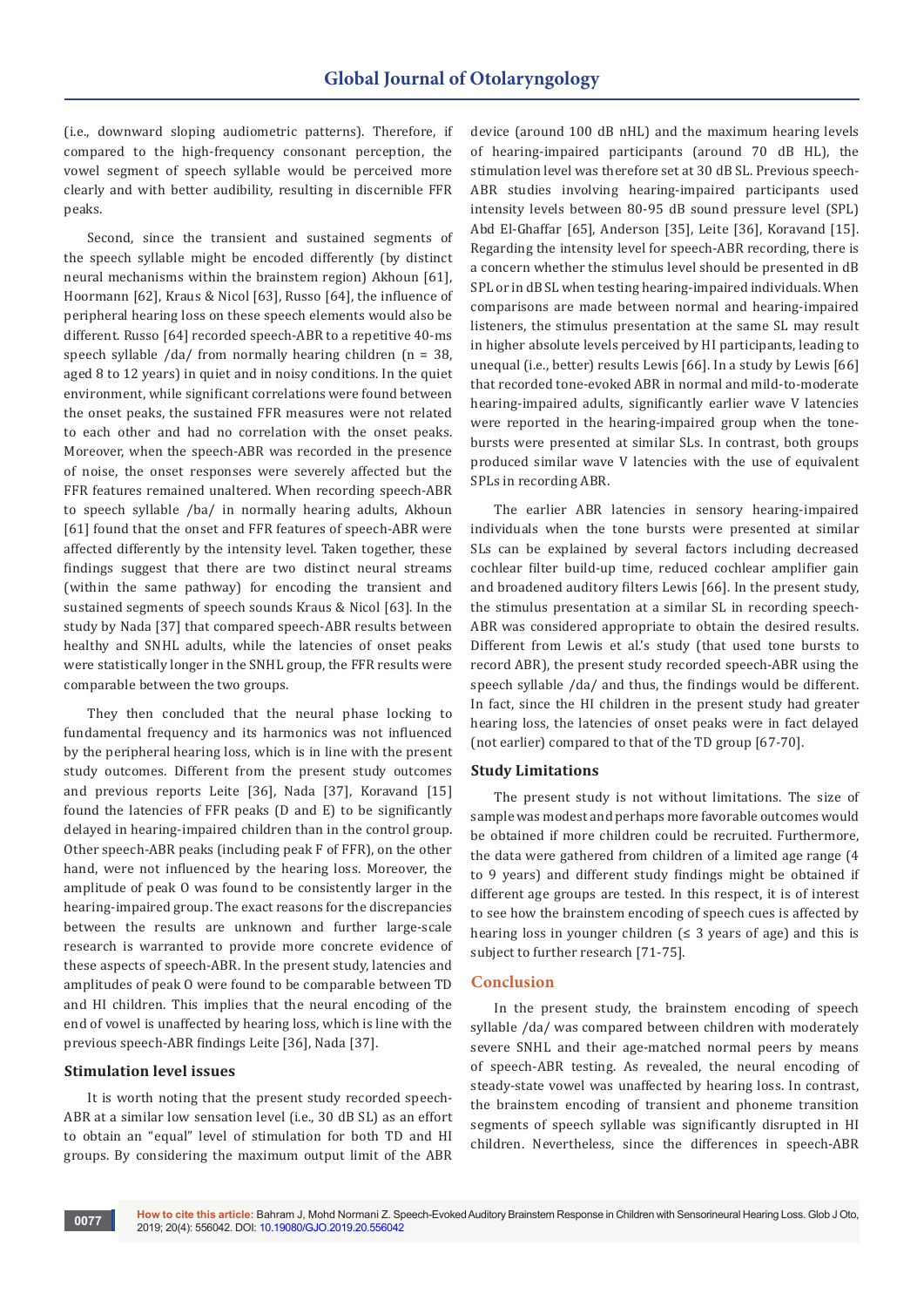(i.e., downward sloping audiometric patterns). Therefore, if compared to the high-frequency consonant perception, the vowel segment of speech syllable would be perceived more clearly and with better audibility, resulting in discernible FFR peaks.

Second, since the transient and sustained segments of the speech syllable might be encoded differently (by distinct neural mechanisms within the brainstem region) Akhoun [61], Hoormann [62], Kraus & Nicol [63], Russo [64], the influence of peripheral hearing loss on these speech elements would also be different. Russo [64] recorded speech-ABR to a repetitive 40-ms speech syllable /da/ from normally hearing children (n = 38, aged 8 to 12 years) in quiet and in noisy conditions. In the quiet environment, while significant correlations were found between the onset peaks, the sustained FFR measures were not related to each other and had no correlation with the onset peaks. Moreover, when the speech-ABR was recorded in the presence of noise, the onset responses were severely affected but the FFR features remained unaltered. When recording speech-ABR to speech syllable /ba/ in normally hearing adults, Akhoun [61] found that the onset and FFR features of speech-ABR were affected differently by the intensity level. Taken together, these findings suggest that there are two distinct neural streams (within the same pathway) for encoding the transient and sustained segments of speech sounds Kraus & Nicol [63]. In the study by Nada [37] that compared speech-ABR results between healthy and SNHL adults, while the latencies of onset peaks were statistically longer in the SNHL group, the FFR results were comparable between the two groups.

They then concluded that the neural phase locking to fundamental frequency and its harmonics was not influenced by the peripheral hearing loss, which is in line with the present study outcomes. Different from the present study outcomes and previous reports Leite [36], Nada [37], Koravand [15] found the latencies of FFR peaks (D and E) to be significantly delayed in hearing-impaired children than in the control group. Other speech-ABR peaks (including peak F of FFR), on the other hand, were not influenced by the hearing loss. Moreover, the amplitude of peak O was found to be consistently larger in the hearing-impaired group. The exact reasons for the discrepancies between the results are unknown and further large-scale research is warranted to provide more concrete evidence of these aspects of speech-ABR. In the present study, latencies and amplitudes of peak O were found to be comparable between TD and HI children. This implies that the neural encoding of the end of vowel is unaffected by hearing loss, which is line with the previous speech-ABR findings Leite [36], Nada [37].

### Stimulation level issues

It is worth noting that the present study recorded speech-ABR at a similar low sensation level (i.e., 30 dB SL) as an effort to obtain an "equal" level of stimulation for both TD and HI groups. By considering the maximum output limit of the ABR device (around 100 dB nHL) and the maximum hearing levels of hearing-impaired participants (around 70 dB HL), the stimulation level was therefore set at 30 dB SL. Previous speech-ABR studies involving hearing-impaired participants used intensity levels between 80-95 dB sound pressure level (SPL) Abd El-Ghaffar [65], Anderson [35], Leite [36], Koravand [15]. Regarding the intensity level for speech-ABR recording, there is a concern whether the stimulus level should be presented in dB SPL or in dB SL when testing hearing-impaired individuals. When comparisons are made between normal and hearing-impaired listeners, the stimulus presentation at the same SL may result in higher absolute levels perceived by HI participants, leading to unequal (i.e., better) results Lewis [66]. In a study by Lewis [66] that recorded tone-evoked ABR in normal and mild-to-moderate hearing-impaired adults, significantly earlier wave V latencies were reported in the hearing-impaired group when the tone-bursts were presented at similar SLs. In contrast, both groups produced similar wave V latencies with the use of equivalent SPLs in recording ABR.

The earlier ABR latencies in sensory hearing-impaired individuals when the tone bursts were presented at similar SLs can be explained by several factors including decreased cochlear filter build-up time, reduced cochlear amplifier gain and broadened auditory filters Lewis [66]. In the present study, the stimulus presentation at a similar SL in recording speech-ABR was considered appropriate to obtain the desired results. Different from Lewis et al.'s study (that used tone bursts to record ABR), the present study recorded speech-ABR using the speech syllable /da/ and thus, the findings would be different. In fact, since the HI children in the present study had greater hearing loss, the latencies of onset peaks were in fact delayed (not earlier) compared to that of the TD group [67-70].

### Study Limitations

The present study is not without limitations. The size of sample was modest and perhaps more favorable outcomes would be obtained if more children could be recruited. Furthermore, the data were gathered from children of a limited age range (4 to 9 years) and different study findings might be obtained if different age groups are tested. In this respect, it is of interest to see how the brainstem encoding of speech cues is affected by hearing loss in younger children (≤ 3 years of age) and this is subject to further research [71-75].

## Conclusion

In the present study, the brainstem encoding of speech syllable /da/ was compared between children with moderately severe SNHL and their age-matched normal peers by means of speech-ABR testing. As revealed, the neural encoding of steady-state vowel was unaffected by hearing loss. In contrast, the brainstem encoding of transient and phoneme transition segments of speech syllable was significantly disrupted in HI children. Nevertheless, since the differences in speech-ABR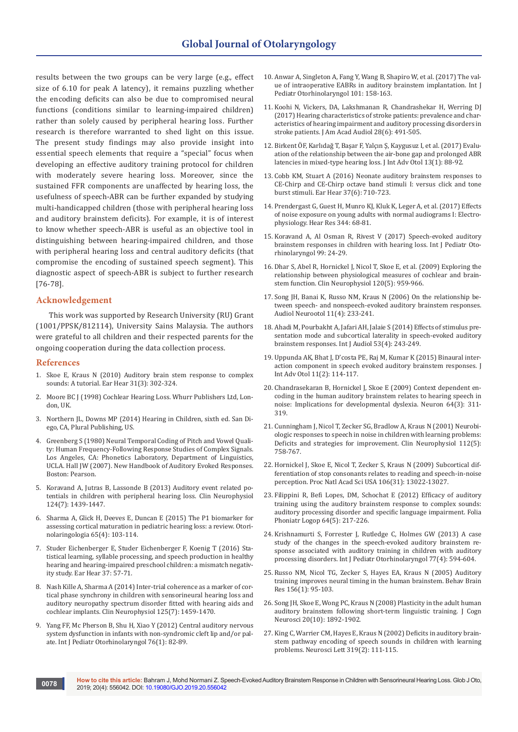results between the two groups can be very large (e.g., effect size of 6.10 for peak A latency), it remains puzzling whether the encoding deficits can also be due to compromised neural functions (conditions similar to learning-impaired children) rather than solely caused by peripheral hearing loss. Further research is therefore warranted to shed light on this issue. The present study findings may also provide insight into essential speech elements that require a "special" focus when developing an effective auditory training protocol for children with moderately severe hearing loss. Moreover, since the sustained FFR components are unaffected by hearing loss, the usefulness of speech-ABR can be further expanded by studying multi-handicapped children (those with peripheral hearing loss and auditory brainstem deficits). For example, it is of interest to know whether speech-ABR is useful as an objective tool in distinguishing between hearing-impaired children, and those with peripheral hearing loss and central auditory deficits (that compromise the encoding of sustained speech segment). This diagnostic aspect of speech-ABR is subject to further research [76-78].

## Acknowledgement

This work was supported by Research University (RU) Grant (1001/PPSK/812114), University Sains Malaysia. The authors were grateful to all children and their respected parents for the ongoing cooperation during the data collection process.

## References

1. Skoe E, Kraus N (2010) Auditory brain stem response to complex sounds: A tutorial. Ear Hear 31(3): 302-324.
2. Moore BC J (1998) Cochlear Hearing Loss. Whurr Publishers Ltd, London, UK.
3. Northern JL, Downs MP (2014) Hearing in Children, sixth ed. San Diego, CA, Plural Publishing, US.
4. Greenberg S (1980) Neural Temporal Coding of Pitch and Vowel Quality: Human Frequency-Following Response Studies of Complex Signals. Los Angeles, CA: Phonetics Laboratory, Department of Linguistics, UCLA. Hall JW (2007). New Handbook of Auditory Evoked Responses. Boston: Pearson.
5. Koravand A, Jutras B, Lassonde B (2013) Auditory event related potentials in children with peripheral hearing loss. Clin Neurophysiol 124(7): 1439-1447.
6. Sharma A, Glick H, Deeves E, Duncan E (2015) The P1 biomarker for assessing cortical maturation in pediatric hearing loss: a review. Otorinolaringologia 65(4): 103-114.
7. Studer Eichenberger E, Studer Eichenberger F, Koenig T (2016) Statistical learning, syllable processing, and speech production in healthy hearing and hearing-impaired preschool children: a mismatch negativity study. Ear Hear 37: 57-71.
8. Nash Kille A, Sharma A (2014) Inter-trial coherence as a marker of cortical phase synchrony in children with sensorineural hearing loss and auditory neuropathy spectrum disorder fitted with hearing aids and cochlear implants. Clin Neurophysiol 125(7): 1459-1470.
9. Yang FF, Mc Pherson B, Shu H, Xiao Y (2012) Central auditory nervous system dysfunction in infants with non-syndromic cleft lip and/or palate. Int J Pediatr Otorhinolaryngol 76(1): 82-89.
10. Anwar A, Singleton A, Fang Y, Wang B, Shapiro W, et al. (2017) The value of intraoperative EABRs in auditory brainstem implantation. Int J Pediatr Otorhinolaryngol 101: 158-163.
11. Koohi N, Vickers, DA, Lakshmanan R, Chandrashekar H, Werring DJ (2017) Hearing characteristics of stroke patients: prevalence and characteristics of hearing impairment and auditory processing disorders in stroke patients. J Am Acad Audiol 28(6): 491-505.
12. Birkent ÖF, Karlıdağ T, Başar F, Yalçın Ş, Kaygusuz I, et al. (2017) Evaluation of the relationship between the air-bone gap and prolonged ABR latencies in mixed-type hearing loss. J Int Adv Otol 13(1): 88-92.
13. Cobb KM, Stuart A (2016) Neonate auditory brainstem responses to CE-Chirp and CE-Chirp octave band stimuli I: versus click and tone burst stimuli. Ear Hear 37(6): 710-723.
14. Prendergast G, Guest H, Munro KJ, Kluk K, Leger A, et al. (2017) Effects of noise exposure on young adults with normal audiograms I: Electrophysiology. Hear Res 344: 68-81.
15. Koravand A, Al Osman R, Rivest V (2017) Speech-evoked auditory brainstem responses in children with hearing loss. Int J Pediatr Otorhinolaryngol 99: 24-29.
16. Dhar S, Abel R, Hornickel J, Nicol T, Skoe E, et al. (2009) Exploring the relationship between physiological measures of cochlear and brainstem function. Clin Neurophysiol 120(5): 959-966.
17. Song JH, Banai K, Russo NM, Kraus N (2006) On the relationship between speech- and nonspeech-evoked auditory brainstem responses. Audiol Neurootol 11(4): 233-241.
18. Ahadi M, Pourbakht A, Jafari AH, Jalaie S (2014) Effects of stimulus presentation mode and subcortical laterality in speech-evoked auditory brainstem responses. Int J Audiol 53(4): 243-249.
19. Uppunda AK, Bhat J, D'costa PE, Raj M, Kumar K (2015) Binaural interaction component in speech evoked auditory brainstem responses. J Int Adv Otol 11(2): 114-117.
20. Chandrasekaran B, Hornickel J, Skoe E (2009) Context dependent encoding in the human auditory brainstem relates to hearing speech in noise: Implications for developmental dyslexia. Neuron 64(3): 311-319.
21. Cunningham J, Nicol T, Zecker SG, Bradlow A, Kraus N (2001) Neurobiologic responses to speech in noise in children with learning problems: Deficits and strategies for improvement. Clin Neurophysiol 112(5): 758-767.
22. Hornickel J, Skoe E, Nicol T, Zecker S, Kraus N (2009) Subcortical differentiation of stop consonants relates to reading and speech-in-noise perception. Proc Natl Acad Sci USA 106(31): 13022-13027.
23. Filippini R, Befi Lopes, DM, Schochat E (2012) Efficacy of auditory training using the auditory brainstem response to complex sounds: auditory processing disorder and specific language impairment. Folia Phoniatr Logop 64(5): 217-226.
24. Krishnamurti S, Forrester J, Rutledge C, Holmes GW (2013) A case study of the changes in the speech-evoked auditory brainstem response associated with auditory training in children with auditory processing disorders. Int J Pediatr Otorhinolaryngol 77(4): 594-604.
25. Russo NM, Nicol TG, Zecker S, Hayes EA, Kraus N (2005) Auditory training improves neural timing in the human brainstem. Behav Brain Res 156(1): 95-103.
26. Song JH, Skoe E, Wong PC, Kraus N (2008) Plasticity in the adult human auditory brainstem following short-term linguistic training. J Cogn Neurosci 20(10): 1892-1902.
27. King C, Warrier CM, Hayes E, Kraus N (2002) Deficits in auditory brainstem pathway encoding of speech sounds in children with learning problems. Neurosci Lett 319(2): 111-115.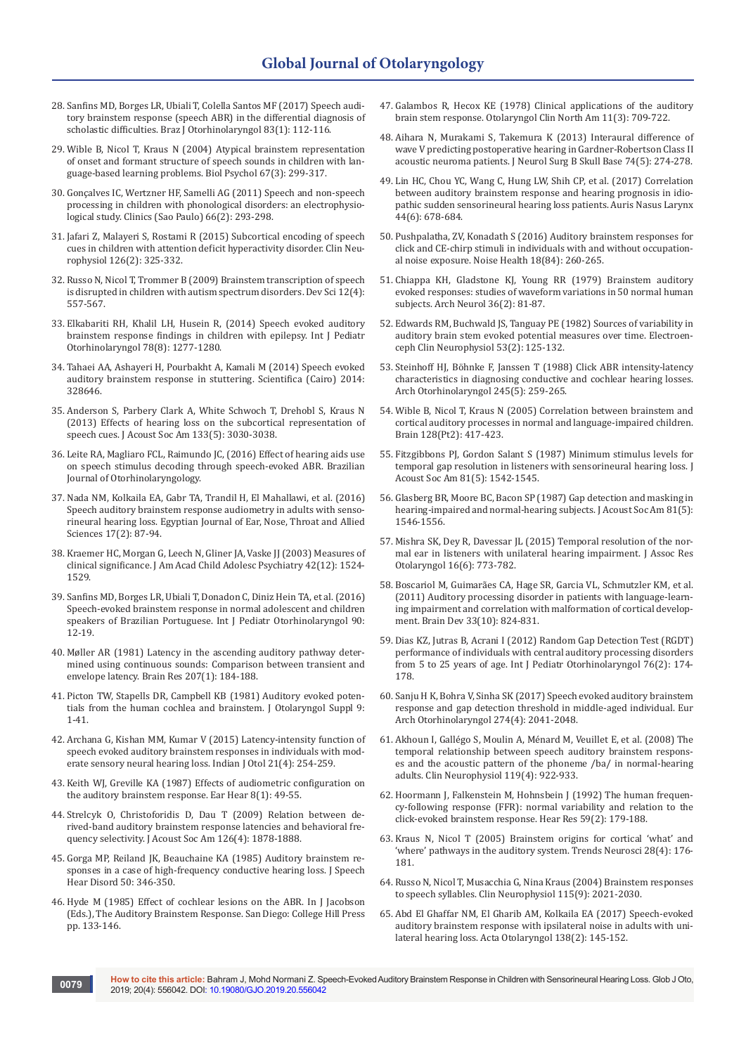28. Sanfins MD, Borges LR, Ubiali T, Colella Santos MF (2017) Speech auditory brainstem response (speech ABR) in the differential diagnosis of scholastic difficulties. Braz J Otorhinolaryngol 83(1): 112-116.

29. Wible B, Nicol T, Kraus N (2004) Atypical brainstem representation of onset and formant structure of speech sounds in children with language-based learning problems. Biol Psychol 67(3): 299-317.

30. Gonçalves IC, Wertzner HF, Samelli AG (2011) Speech and non-speech processing in children with phonological disorders: an electrophysiological study. Clinics (Sao Paulo) 66(2): 293-298.

31. Jafari Z, Malayeri S, Rostami R (2015) Subcortical encoding of speech cues in children with attention deficit hyperactivity disorder. Clin Neurophysiol 126(2): 325-332.

32. Russo N, Nicol T, Trommer B (2009) Brainstem transcription of speech is disrupted in children with autism spectrum disorders. Dev Sci 12(4): 557-567.

33. Elkabariti RH, Khalil LH, Husein R, (2014) Speech evoked auditory brainstem response findings in children with epilepsy. Int J Pediatr Otorhinolaryngol 78(8): 1277-1280.

34. Tahaei AA, Ashayeri H, Pourbakht A, Kamali M (2014) Speech evoked auditory brainstem response in stuttering. Scientifica (Cairo) 2014: 328646.

35. Anderson S, Parbery Clark A, White Schwoch T, Drehobl S, Kraus N (2013) Effects of hearing loss on the subcortical representation of speech cues. J Acoust Soc Am 133(5): 3030-3038.

36. Leite RA, Magliaro FCL, Raimundo JC, (2016) Effect of hearing aids use on speech stimulus decoding through speech-evoked ABR. Brazilian Journal of Otorhinolaryngology.

37. Nada NM, Kolkaila EA, Gabr TA, Trandil H, El Mahallawi, et al. (2016) Speech auditory brainstem response audiometry in adults with sensorineural hearing loss. Egyptian Journal of Ear, Nose, Throat and Allied Sciences 17(2): 87-94.

38. Kraemer HC, Morgan G, Leech N, Gliner JA, Vaske JJ (2003) Measures of clinical significance. J Am Acad Child Adolesc Psychiatry 42(12): 1524-1529.

39. Sanfins MD, Borges LR, Ubiali T, Donadon C, Diniz Hein TA, et al. (2016) Speech-evoked brainstem response in normal adolescent and children speakers of Brazilian Portuguese. Int J Pediatr Otorhinolaryngol 90: 12-19.

40. Møller AR (1981) Latency in the ascending auditory pathway determined using continuous sounds: Comparison between transient and envelope latency. Brain Res 207(1): 184-188.

41. Picton TW, Stapells DR, Campbell KB (1981) Auditory evoked potentials from the human cochlea and brainstem. J Otolaryngol Suppl 9: 1-41.

42. Archana G, Kishan MM, Kumar V (2015) Latency-intensity function of speech evoked auditory brainstem responses in individuals with moderate sensory neural hearing loss. Indian J Otol 21(4): 254-259.

43. Keith WJ, Greville KA (1987) Effects of audiometric configuration on the auditory brainstem response. Ear Hear 8(1): 49-55.

44. Strelcyk O, Christoforidis D, Dau T (2009) Relation between derived-band auditory brainstem response latencies and behavioral frequency selectivity. J Acoust Soc Am 126(4): 1878-1888.

45. Gorga MP, Reiland JK, Beauchaine KA (1985) Auditory brainstem responses in a case of high-frequency conductive hearing loss. J Speech Hear Disord 50: 346-350.

46. Hyde M (1985) Effect of cochlear lesions on the ABR. In J Jacobson (Eds.), The Auditory Brainstem Response. San Diego: College Hill Press pp. 133-146.

47. Galambos R, Hecox KE (1978) Clinical applications of the auditory brain stem response. Otolaryngol Clin North Am 11(3): 709-722.

48. Aihara N, Murakami S, Takemura K (2013) Interaural difference of wave V predicting postoperative hearing in Gardner-Robertson Class II acoustic neuroma patients. J Neurol Surg B Skull Base 74(5): 274-278.

49. Lin HC, Chou YC, Wang C, Hung LW, Shih CP, et al. (2017) Correlation between auditory brainstem response and hearing prognosis in idiopathic sudden sensorineural hearing loss patients. Auris Nasus Larynx 44(6): 678-684.

50. Pushpalatha, ZV, Konadath S (2016) Auditory brainstem responses for click and CE-chirp stimuli in individuals with and without occupational noise exposure. Noise Health 18(84): 260-265.

51. Chiappa KH, Gladstone KJ, Young RR (1979) Brainstem auditory evoked responses: studies of waveform variations in 50 normal human subjects. Arch Neurol 36(2): 81-87.

52. Edwards RM, Buchwald JS, Tanguay PE (1982) Sources of variability in auditory brain stem evoked potential measures over time. Electroenceph Clin Neurophysiol 53(2): 125-132.

53. Steinhoff HJ, Böhnke F, Janssen T (1988) Click ABR intensity-latency characteristics in diagnosing conductive and cochlear hearing losses. Arch Otorhinolaryngol 245(5): 259-265.

54. Wible B, Nicol T, Kraus N (2005) Correlation between brainstem and cortical auditory processes in normal and language-impaired children. Brain 128(Pt2): 417-423.

55. Fitzgibbons PJ, Gordon Salant S (1987) Minimum stimulus levels for temporal gap resolution in listeners with sensorineural hearing loss. J Acoust Soc Am 81(5): 1542-1545.

56. Glasberg BR, Moore BC, Bacon SP (1987) Gap detection and masking in hearing-impaired and normal-hearing subjects. J Acoust Soc Am 81(5): 1546-1556.

57. Mishra SK, Dey R, Davessar JL (2015) Temporal resolution of the normal ear in listeners with unilateral hearing impairment. J Assoc Res Otolaryngol 16(6): 773-782.

58. Boscariol M, Guimarães CA, Hage SR, Garcia VL, Schmutzler KM, et al. (2011) Auditory processing disorder in patients with language-learning impairment and correlation with malformation of cortical development. Brain Dev 33(10): 824-831.

59. Dias KZ, Jutras B, Acrani I (2012) Random Gap Detection Test (RGDT) performance of individuals with central auditory processing disorders from 5 to 25 years of age. Int J Pediatr Otorhinolaryngol 76(2): 174-178.

60. Sanju H K, Bohra V, Sinha SK (2017) Speech evoked auditory brainstem response and gap detection threshold in middle-aged individual. Eur Arch Otorhinolaryngol 274(4): 2041-2048.

61. Akhoun I, Gallégo S, Moulin A, Ménard M, Veuillet E, et al. (2008) The temporal relationship between speech auditory brainstem responses and the acoustic pattern of the phoneme /ba/ in normal-hearing adults. Clin Neurophysiol 119(4): 922-933.

62. Hoormann J, Falkenstein M, Hohnsbein J (1992) The human frequency-following response (FFR): normal variability and relation to the click-evoked brainstem response. Hear Res 59(2): 179-188.

63. Kraus N, Nicol T (2005) Brainstem origins for cortical 'what' and 'where' pathways in the auditory system. Trends Neurosci 28(4): 176-181.

64. Russo N, Nicol T, Musacchia G, Nina Kraus (2004) Brainstem responses to speech syllables. Clin Neurophysiol 115(9): 2021-2030.

65. Abd El Ghaffar NM, El Gharib AM, Kolkaila EA (2017) Speech-evoked auditory brainstem response with ipsilateral noise in adults with unilateral hearing loss. Acta Otolaryngol 138(2): 145-152.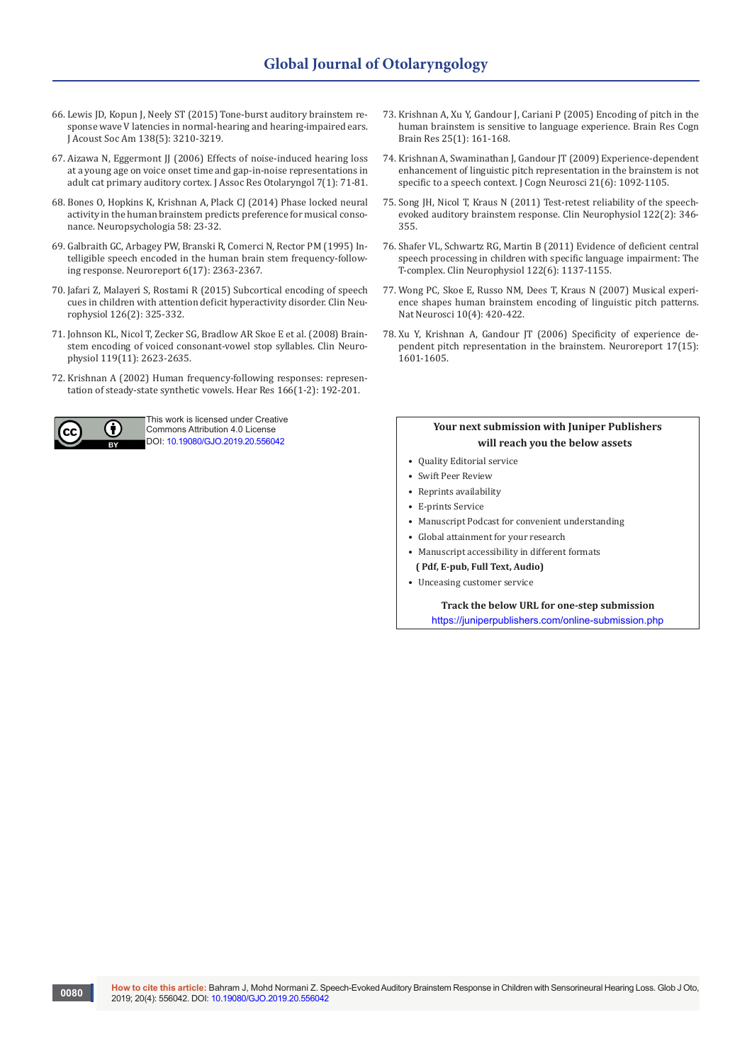66. Lewis JD, Kopun J, Neely ST (2015) Tone-burst auditory brainstem response wave V latencies in normal-hearing and hearing-impaired ears. J Acoust Soc Am 138(5): 3210-3219.

67. Aizawa N, Eggermont JJ (2006) Effects of noise-induced hearing loss at a young age on voice onset time and gap-in-noise representations in adult cat primary auditory cortex. J Assoc Res Otolaryngol 7(1): 71-81.

68. Bones O, Hopkins K, Krishnan A, Plack CJ (2014) Phase locked neural activity in the human brainstem predicts preference for musical consonance. Neuropsychologia 58: 23-32.

69. Galbraith GC, Arbagey PW, Branski R, Comerci N, Rector PM (1995) Intelligible speech encoded in the human brain stem frequency-following response. Neuroreport 6(17): 2363-2367.

70. Jafari Z, Malayeri S, Rostami R (2015) Subcortical encoding of speech cues in children with attention deficit hyperactivity disorder. Clin Neurophysiol 126(2): 325-332.

71. Johnson KL, Nicol T, Zecker SG, Bradlow AR Skoe E et al. (2008) Brainstem encoding of voiced consonant-vowel stop syllables. Clin Neurophysiol 119(11): 2623-2635.

72. Krishnan A (2002) Human frequency-following responses: representation of steady-state synthetic vowels. Hear Res 166(1-2): 192-201.

73. Krishnan A, Xu Y, Gandour J, Cariani P (2005) Encoding of pitch in the human brainstem is sensitive to language experience. Brain Res Cogn Brain Res 25(1): 161-168.

74. Krishnan A, Swaminathan J, Gandour JT (2009) Experience-dependent enhancement of linguistic pitch representation in the brainstem is not specific to a speech context. J Cogn Neurosci 21(6): 1092-1105.

75. Song JH, Nicol T, Kraus N (2011) Test-retest reliability of the speech-evoked auditory brainstem response. Clin Neurophysiol 122(2): 346-355.

76. Shafer VL, Schwartz RG, Martin B (2011) Evidence of deficient central speech processing in children with specific language impairment: The T-complex. Clin Neurophysiol 122(6): 1137-1155.

77. Wong PC, Skoe E, Russo NM, Dees T, Kraus N (2007) Musical experience shapes human brainstem encoding of linguistic pitch patterns. Nat Neurosci 10(4): 420-422.

78. Xu Y, Krishnan A, Gandour JT (2006) Specificity of experience dependent pitch representation in the brainstem. Neuroreport 17(15): 1601-1605.

This work is licensed under Creative Commons Attribution 4.0 License
DOI: 10.19080/GJO.2019.20.556042

**Your next submission with Juniper Publishers will reach you the below assets**

- Quality Editorial service
- Swift Peer Review
- Reprints availability
- E-prints Service
- Manuscript Podcast for convenient understanding
- Global attainment for your research
- Manuscript accessibility in different formats **( Pdf, E-pub, Full Text, Audio)**
- Unceasing customer service

**Track the below URL for one-step submission**
https://juniperpublishers.com/online-submission.php

**How to cite this article:** Bahram J, Mohd Normani Z. Speech-Evoked Auditory Brainstem Response in Children with Sensorineural Hearing Loss. Glob J Oto, 2019; 20(4): 556042. DOI: 10.19080/GJO.2019.20.556042